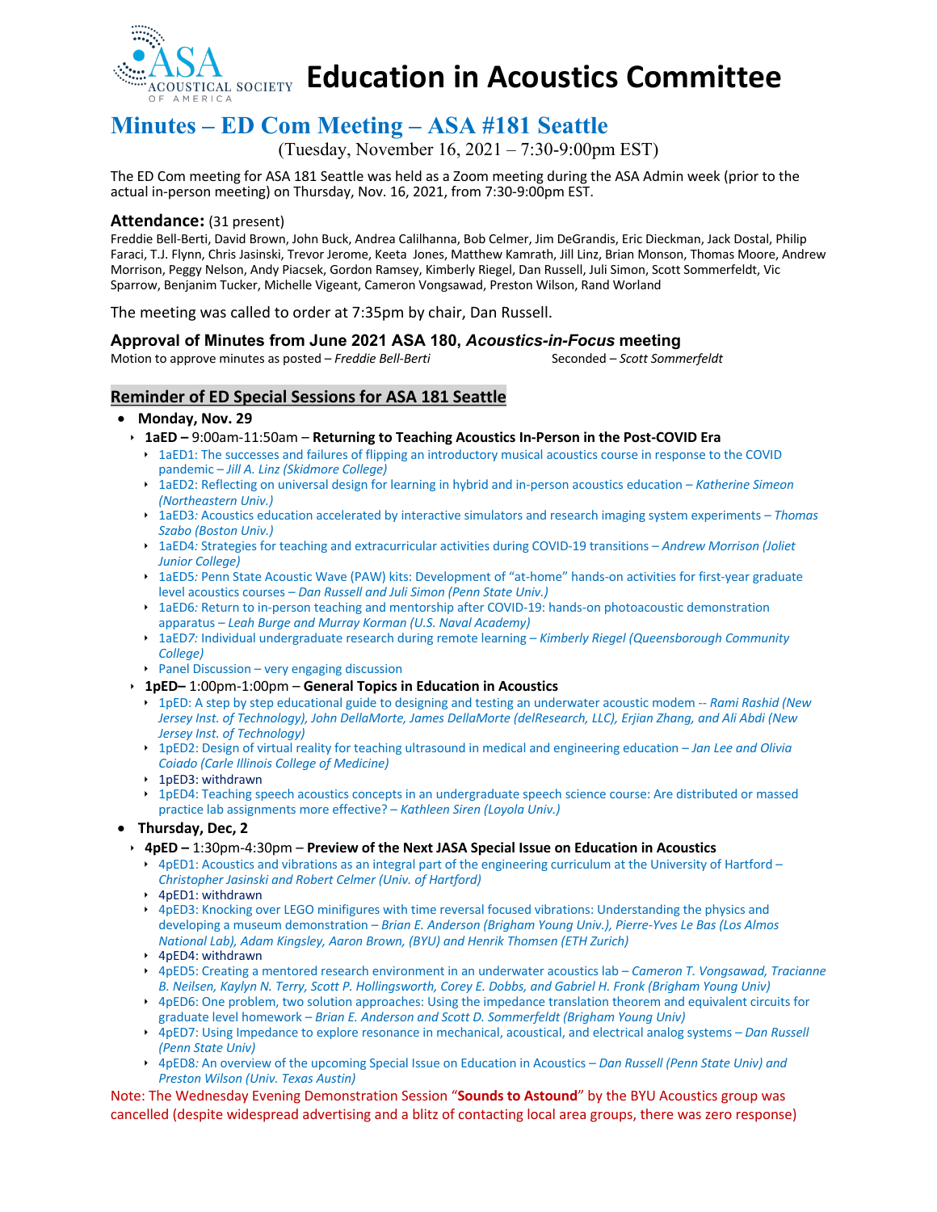# Education in Acoustics Committee

## Minutes – ED Com Meeting – ASA #181 Seattle

(Tuesday, November 16, 2021 – 7:30-9:00pm EST)

The ED Com meeting for ASA 181 Seattle was held as a Zoom meeting during the ASA Admin week (prior to the actual in-person meeting) on Thursday, Nov. 16, 2021, from 7:30-9:00pm EST.

### Attendance: (31 present)

Freddie Bell-Berti, David Brown, John Buck, Andrea Calilhanna, Bob Celmer, Jim DeGrandis, Eric Dieckman, Jack Dostal, Philip Faraci, T.J. Flynn, Chris Jasinski, Trevor Jerome, Keeta Jones, Matthew Kamrath, Jill Linz, Brian Monson, Thomas Moore, Andrew Morrison, Peggy Nelson, Andy Piacsek, Gordon Ramsey, Kimberly Riegel, Dan Russell, Juli Simon, Scott Sommerfeldt, Vic Sparrow, Benjanim Tucker, Michelle Vigeant, Cameron Vongsawad, Preston Wilson, Rand Worland

The meeting was called to order at 7:35pm by chair, Dan Russell.

### Approval of Minutes from June 2021 ASA 180, *Acoustics-in-Focus* meeting

Motion to approve minutes as posted – *Freddie Bell-Berti* Seconded – *Scott Sommerfeldt*

### Reminder of ED Special Sessions for ASA 181 Seattle

- **Monday, Nov. 29**
  - **1aED –** 9:00am-11:50am – **Returning to Teaching Acoustics In-Person in the Post-COVID Era**
    - 1aED1: The successes and failures of flipping an introductory musical acoustics course in response to the COVID pandemic – *Jill A. Linz (Skidmore College)*
    - 1aED2: Reflecting on universal design for learning in hybrid and in-person acoustics education – *Katherine Simeon (Northeastern Univ.)*
    - 1aED3: Acoustics education accelerated by interactive simulators and research imaging system experiments – *Thomas Szabo (Boston Univ.)*
    - 1aED4: Strategies for teaching and extracurricular activities during COVID-19 transitions – *Andrew Morrison (Joliet Junior College)*
    - 1aED5: Penn State Acoustic Wave (PAW) kits: Development of "at-home" hands-on activities for first-year graduate level acoustics courses – *Dan Russell and Juli Simon (Penn State Univ.)*
    - 1aED6: Return to in-person teaching and mentorship after COVID-19: hands-on photoacoustic demonstration apparatus – *Leah Burge and Murray Korman (U.S. Naval Academy)*
    - 1aED7: Individual undergraduate research during remote learning – *Kimberly Riegel (Queensborough Community College)*
    - Panel Discussion – very engaging discussion
  - **1pED–** 1:00pm-1:00pm – **General Topics in Education in Acoustics**
    - 1pED: A step by step educational guide to designing and testing an underwater acoustic modem -- *Rami Rashid (New Jersey Inst. of Technology), John DellaMorte, James DellaMorte (delResearch, LLC), Erjian Zhang, and Ali Abdi (New Jersey Inst. of Technology)*
    - 1pED2: Design of virtual reality for teaching ultrasound in medical and engineering education – *Jan Lee and Olivia Coiado (Carle Illinois College of Medicine)*
    - 1pED3: withdrawn
    - 1pED4: Teaching speech acoustics concepts in an undergraduate speech science course: Are distributed or massed practice lab assignments more effective? – *Kathleen Siren (Loyola Univ.)*
- **Thursday, Dec, 2**
  - **4pED –** 1:30pm-4:30pm – **Preview of the Next JASA Special Issue on Education in Acoustics**
    - 4pED1: Acoustics and vibrations as an integral part of the engineering curriculum at the University of Hartford – *Christopher Jasinski and Robert Celmer (Univ. of Hartford)*
    - 4pED1: withdrawn
    - 4pED3: Knocking over LEGO minifigures with time reversal focused vibrations: Understanding the physics and developing a museum demonstration – *Brian E. Anderson (Brigham Young Univ.), Pierre-Yves Le Bas (Los Almos National Lab), Adam Kingsley, Aaron Brown, (BYU) and Henrik Thomsen (ETH Zurich)*
    - 4pED4: withdrawn
    - 4pED5: Creating a mentored research environment in an underwater acoustics lab – *Cameron T. Vongsawad, Tracianne B. Neilsen, Kaylyn N. Terry, Scott P. Hollingsworth, Corey E. Dobbs, and Gabriel H. Fronk (Brigham Young Univ)*
    - 4pED6: One problem, two solution approaches: Using the impedance translation theorem and equivalent circuits for graduate level homework – *Brian E. Anderson and Scott D. Sommerfeldt (Brigham Young Univ)*
    - 4pED7: Using Impedance to explore resonance in mechanical, acoustical, and electrical analog systems – *Dan Russell (Penn State Univ)*
    - 4pED8: An overview of the upcoming Special Issue on Education in Acoustics – *Dan Russell (Penn State Univ) and Preston Wilson (Univ. Texas Austin)*

Note: The Wednesday Evening Demonstration Session "**Sounds to Astound**" by the BYU Acoustics group was cancelled (despite widespread advertising and a blitz of contacting local area groups, there was zero response)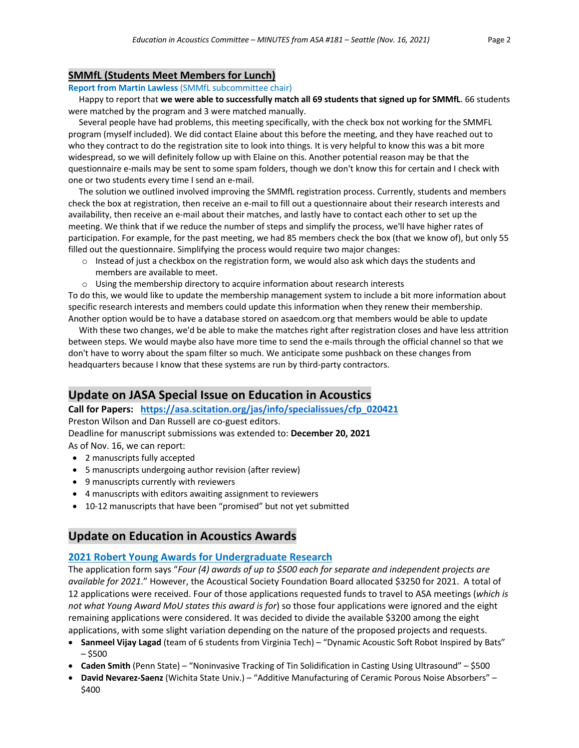## SMMfL (Students Meet Members for Lunch)

**Report from Martin Lawless** (SMMfL subcommittee chair)

Happy to report that **we were able to successfully match all 69 students that signed up for SMMfL**. 66 students were matched by the program and 3 were matched manually.

Several people have had problems, this meeting specifically, with the check box not working for the SMMFL program (myself included). We did contact Elaine about this before the meeting, and they have reached out to who they contract to do the registration site to look into things. It is very helpful to know this was a bit more widespread, so we will definitely follow up with Elaine on this. Another potential reason may be that the questionnaire e-mails may be sent to some spam folders, though we don't know this for certain and I check with one or two students every time I send an e-mail.

The solution we outlined involved improving the SMMfL registration process. Currently, students and members check the box at registration, then receive an e-mail to fill out a questionnaire about their research interests and availability, then receive an e-mail about their matches, and lastly have to contact each other to set up the meeting. We think that if we reduce the number of steps and simplify the process, we'll have higher rates of participation. For example, for the past meeting, we had 85 members check the box (that we know of), but only 55 filled out the questionnaire. Simplifying the process would require two major changes:

- Instead of just a checkbox on the registration form, we would also ask which days the students and members are available to meet.
- Using the membership directory to acquire information about research interests

To do this, we would like to update the membership management system to include a bit more information about specific research interests and members could update this information when they renew their membership. Another option would be to have a database stored on asaedcom.org that members would be able to update

With these two changes, we'd be able to make the matches right after registration closes and have less attrition between steps. We would maybe also have more time to send the e-mails through the official channel so that we don't have to worry about the spam filter so much. We anticipate some pushback on these changes from headquarters because I know that these systems are run by third-party contractors.

## Update on JASA Special Issue on Education in Acoustics

**Call for Papers: https://asa.scitation.org/jas/info/specialissues/cfp_020421**

Preston Wilson and Dan Russell are co-guest editors.

Deadline for manuscript submissions was extended to: **December 20, 2021**

As of Nov. 16, we can report:

- 2 manuscripts fully accepted
- 5 manuscripts undergoing author revision (after review)
- 9 manuscripts currently with reviewers
- 4 manuscripts with editors awaiting assignment to reviewers
- 10-12 manuscripts that have been "promised" but not yet submitted

## Update on Education in Acoustics Awards

### 2021 Robert Young Awards for Undergraduate Research

The application form says "*Four (4) awards of up to $500 each for separate and independent projects are available for 2021*." However, the Acoustical Society Foundation Board allocated $3250 for 2021. A total of 12 applications were received. Four of those applications requested funds to travel to ASA meetings (*which is not what Young Award MoU states this award is for*) so those four applications were ignored and the eight remaining applications were considered. It was decided to divide the available $3200 among the eight applications, with some slight variation depending on the nature of the proposed projects and requests.

- **Sanmeel Vijay Lagad** (team of 6 students from Virginia Tech) – "Dynamic Acoustic Soft Robot Inspired by Bats" – $500
- **Caden Smith** (Penn State) – "Noninvasive Tracking of Tin Solidification in Casting Using Ultrasound" – $500
- **David Nevarez-Saenz** (Wichita State Univ.) – "Additive Manufacturing of Ceramic Porous Noise Absorbers" – $400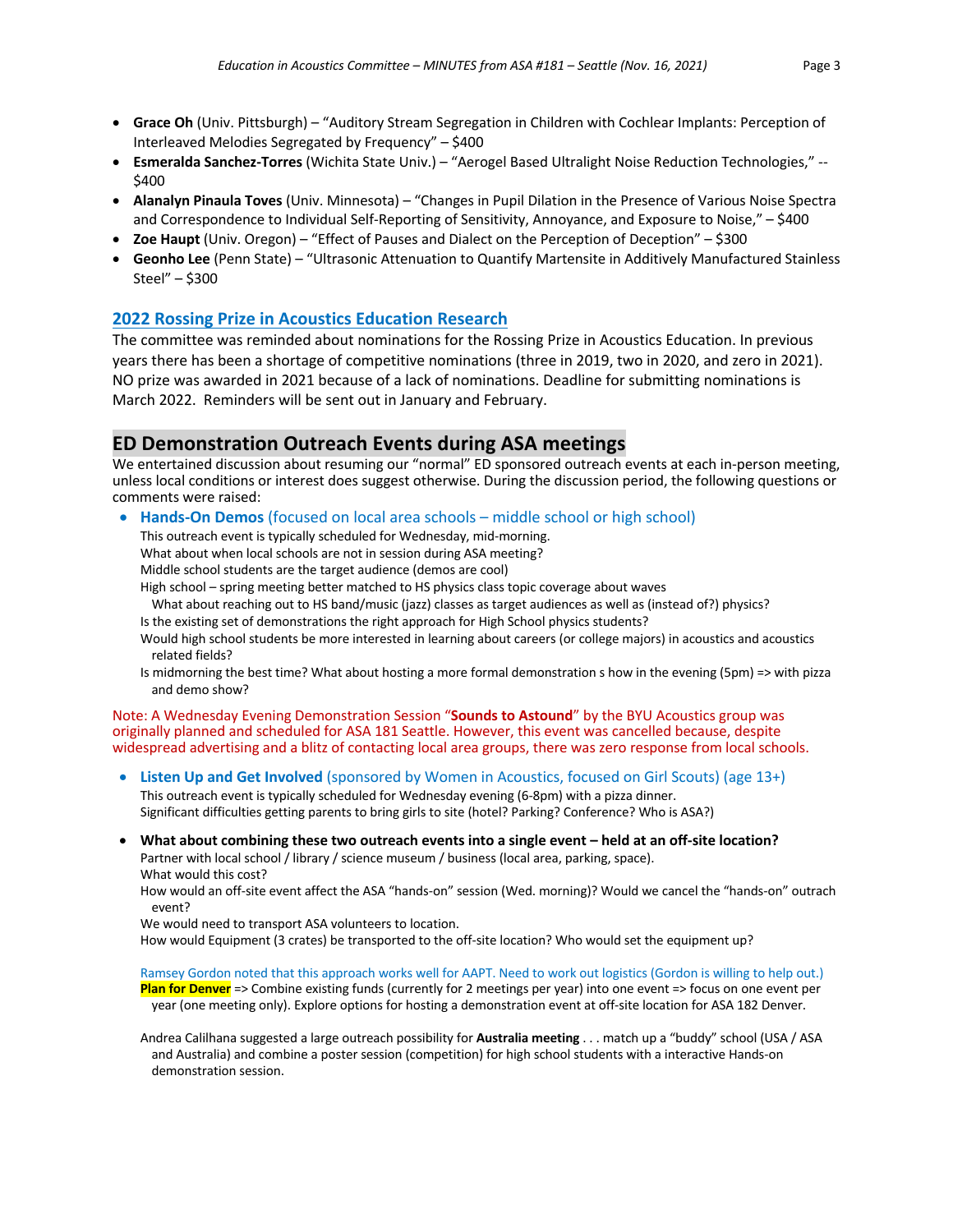- **Grace Oh** (Univ. Pittsburgh) – "Auditory Stream Segregation in Children with Cochlear Implants: Perception of Interleaved Melodies Segregated by Frequency" – $400
- **Esmeralda Sanchez-Torres** (Wichita State Univ.) – "Aerogel Based Ultralight Noise Reduction Technologies," -- $400
- **Alanalyn Pinaula Toves** (Univ. Minnesota) – "Changes in Pupil Dilation in the Presence of Various Noise Spectra and Correspondence to Individual Self-Reporting of Sensitivity, Annoyance, and Exposure to Noise," – $400
- **Zoe Haupt** (Univ. Oregon) – "Effect of Pauses and Dialect on the Perception of Deception" – $300
- **Geonho Lee** (Penn State) – "Ultrasonic Attenuation to Quantify Martensite in Additively Manufactured Stainless Steel" – $300

### 2022 Rossing Prize in Acoustics Education Research

The committee was reminded about nominations for the Rossing Prize in Acoustics Education. In previous years there has been a shortage of competitive nominations (three in 2019, two in 2020, and zero in 2021). NO prize was awarded in 2021 because of a lack of nominations. Deadline for submitting nominations is March 2022. Reminders will be sent out in January and February.

## ED Demonstration Outreach Events during ASA meetings

We entertained discussion about resuming our "normal" ED sponsored outreach events at each in-person meeting, unless local conditions or interest does suggest otherwise. During the discussion period, the following questions or comments were raised:

- **Hands-On Demos** (focused on local area schools – middle school or high school)
  This outreach event is typically scheduled for Wednesday, mid-morning.
  What about when local schools are not in session during ASA meeting?
  Middle school students are the target audience (demos are cool)
  High school – spring meeting better matched to HS physics class topic coverage about waves
  What about reaching out to HS band/music (jazz) classes as target audiences as well as (instead of?) physics?
  Is the existing set of demonstrations the right approach for High School physics students?
  Would high school students be more interested in learning about careers (or college majors) in acoustics and acoustics related fields?
  Is midmorning the best time? What about hosting a more formal demonstration s how in the evening (5pm) => with pizza and demo show?

Note: A Wednesday Evening Demonstration Session "**Sounds to Astound**" by the BYU Acoustics group was originally planned and scheduled for ASA 181 Seattle. However, this event was cancelled because, despite widespread advertising and a blitz of contacting local area groups, there was zero response from local schools.

- **Listen Up and Get Involved** (sponsored by Women in Acoustics, focused on Girl Scouts) (age 13+)
  This outreach event is typically scheduled for Wednesday evening (6-8pm) with a pizza dinner.
  Significant difficulties getting parents to bring girls to site (hotel? Parking? Conference? Who is ASA?)

- **What about combining these two outreach events into a single event – held at an off-site location?**
  Partner with local school / library / science museum / business (local area, parking, space).
  What would this cost?
  How would an off-site event affect the ASA "hands-on" session (Wed. morning)? Would we cancel the "hands-on" outrach event?
  We would need to transport ASA volunteers to location.
  How would Equipment (3 crates) be transported to the off-site location? Who would set the equipment up?

  Ramsey Gordon noted that this approach works well for AAPT. Need to work out logistics (Gordon is willing to help out.)
  **Plan for Denver** => Combine existing funds (currently for 2 meetings per year) into one event => focus on one event per year (one meeting only). Explore options for hosting a demonstration event at off-site location for ASA 182 Denver.

  Andrea Calilhana suggested a large outreach possibility for **Australia meeting** . . . match up a "buddy" school (USA / ASA and Australia) and combine a poster session (competition) for high school students with a interactive Hands-on demonstration session.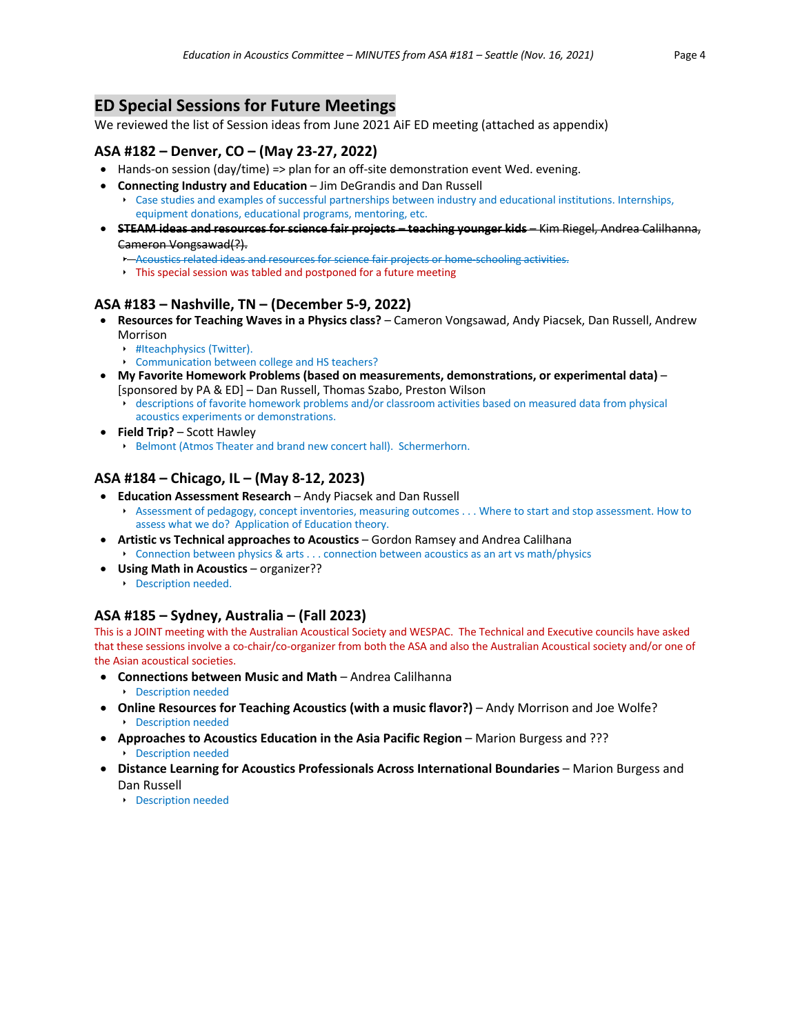## ED Special Sessions for Future Meetings

We reviewed the list of Session ideas from June 2021 AiF ED meeting (attached as appendix)

### ASA #182 – Denver, CO – (May 23-27, 2022)

- Hands-on session (day/time) => plan for an off-site demonstration event Wed. evening.
- **Connecting Industry and Education** – Jim DeGrandis and Dan Russell
  - Case studies and examples of successful partnerships between industry and educational institutions. Internships, equipment donations, educational programs, mentoring, etc.
- ~~**STEAM ideas and resources for science fair projects – teaching younger kids** – Kim Riegel, Andrea Calilhanna, Cameron Vongsawad(?).~~
  - ~~Acoustics related ideas and resources for science fair projects or home-schooling activities.~~
  - This special session was tabled and postponed for a future meeting

### ASA #183 – Nashville, TN – (December 5-9, 2022)

- **Resources for Teaching Waves in a Physics class?** – Cameron Vongsawad, Andy Piacsek, Dan Russell, Andrew Morrison
  - #Iteachphysics (Twitter).
  - Communication between college and HS teachers?
- **My Favorite Homework Problems (based on measurements, demonstrations, or experimental data)** – [sponsored by PA & ED] – Dan Russell, Thomas Szabo, Preston Wilson
  - descriptions of favorite homework problems and/or classroom activities based on measured data from physical acoustics experiments or demonstrations.
- **Field Trip?** – Scott Hawley
  - Belmont (Atmos Theater and brand new concert hall). Schermerhorn.

### ASA #184 – Chicago, IL – (May 8-12, 2023)

- **Education Assessment Research** – Andy Piacsek and Dan Russell
  - Assessment of pedagogy, concept inventories, measuring outcomes . . . Where to start and stop assessment. How to assess what we do? Application of Education theory.
- **Artistic vs Technical approaches to Acoustics** – Gordon Ramsey and Andrea Calilhana
  - Connection between physics & arts . . . connection between acoustics as an art vs math/physics
- **Using Math in Acoustics** – organizer??
  - Description needed.

### ASA #185 – Sydney, Australia – (Fall 2023)

This is a JOINT meeting with the Australian Acoustical Society and WESPAC. The Technical and Executive councils have asked that these sessions involve a co-chair/co-organizer from both the ASA and also the Australian Acoustical society and/or one of the Asian acoustical societies.

- **Connections between Music and Math** – Andrea Calilhanna
  - Description needed
- **Online Resources for Teaching Acoustics (with a music flavor?)** – Andy Morrison and Joe Wolfe?
  - Description needed
- **Approaches to Acoustics Education in the Asia Pacific Region** – Marion Burgess and ???
  - Description needed
- **Distance Learning for Acoustics Professionals Across International Boundaries** – Marion Burgess and Dan Russell
  - Description needed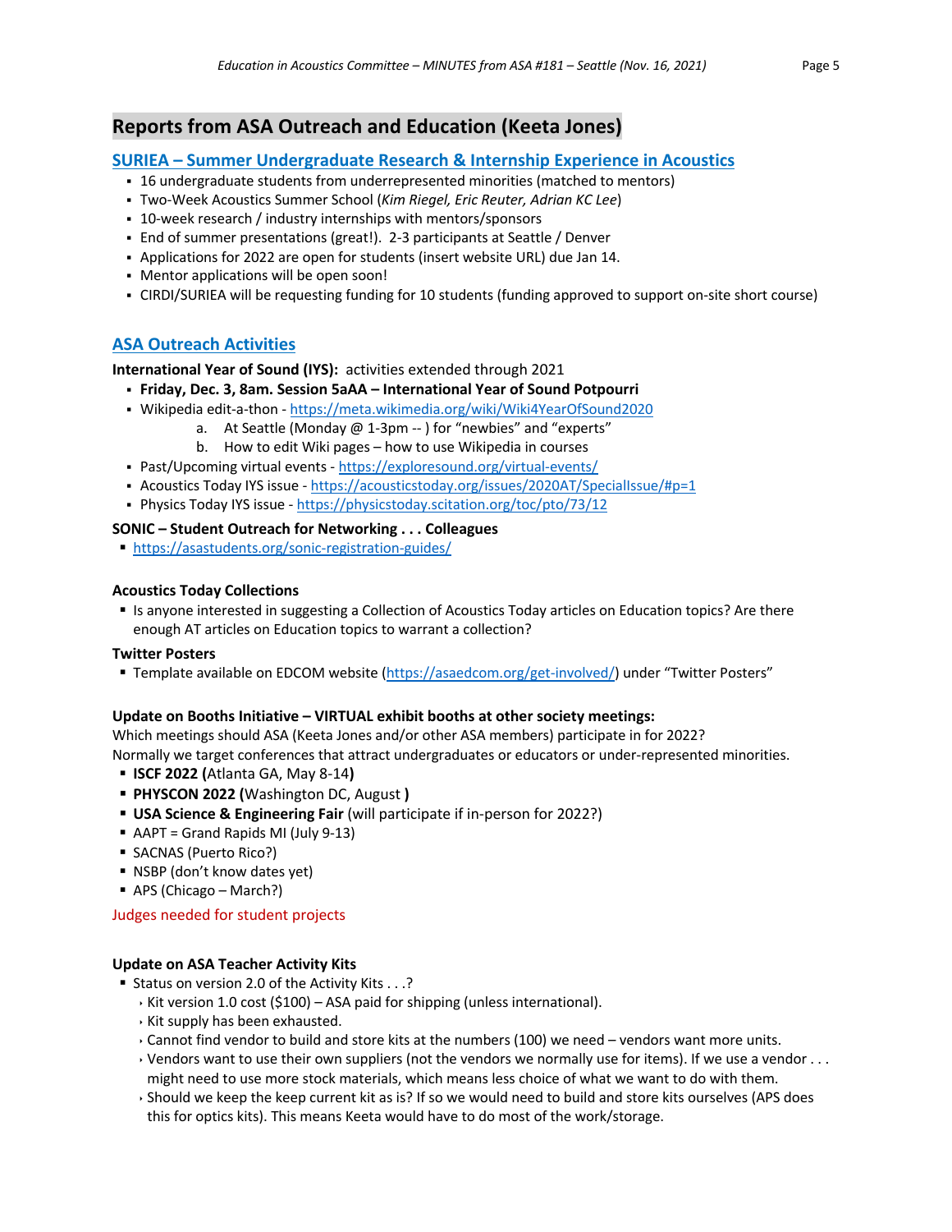## Reports from ASA Outreach and Education (Keeta Jones)

### SURIEA – Summer Undergraduate Research & Internship Experience in Acoustics

- 16 undergraduate students from underrepresented minorities (matched to mentors)
- Two-Week Acoustics Summer School (*Kim Riegel, Eric Reuter, Adrian KC Lee*)
- 10-week research / industry internships with mentors/sponsors
- End of summer presentations (great!). 2-3 participants at Seattle / Denver
- Applications for 2022 are open for students (insert website URL) due Jan 14.
- Mentor applications will be open soon!
- CIRDI/SURIEA will be requesting funding for 10 students (funding approved to support on-site short course)

### ASA Outreach Activities

**International Year of Sound (IYS):** activities extended through 2021

- **Friday, Dec. 3, 8am. Session 5aAA – International Year of Sound Potpourri**
- Wikipedia edit-a-thon - https://meta.wikimedia.org/wiki/Wiki4YearOfSound2020
  a. At Seattle (Monday @ 1-3pm -- ) for "newbies" and "experts"
  b. How to edit Wiki pages – how to use Wikipedia in courses
- Past/Upcoming virtual events - https://exploresound.org/virtual-events/
- Acoustics Today IYS issue - https://acousticstoday.org/issues/2020AT/SpecialIssue/#p=1
- Physics Today IYS issue - https://physicstoday.scitation.org/toc/pto/73/12

**SONIC – Student Outreach for Networking . . . Colleagues**

- https://asastudents.org/sonic-registration-guides/

**Acoustics Today Collections**

- Is anyone interested in suggesting a Collection of Acoustics Today articles on Education topics? Are there enough AT articles on Education topics to warrant a collection?

**Twitter Posters**

- Template available on EDCOM website (https://asaedcom.org/get-involved/) under "Twitter Posters"

**Update on Booths Initiative – VIRTUAL exhibit booths at other society meetings:**

Which meetings should ASA (Keeta Jones and/or other ASA members) participate in for 2022?
Normally we target conferences that attract undergraduates or educators or under-represented minorities.

- **ISCF 2022 (**Atlanta GA, May 8-14**)**
- **PHYSCON 2022 (**Washington DC, August **)**
- **USA Science & Engineering Fair** (will participate if in-person for 2022?)
- AAPT = Grand Rapids MI (July 9-13)
- SACNAS (Puerto Rico?)
- NSBP (don't know dates yet)
- APS (Chicago – March?)

Judges needed for student projects

**Update on ASA Teacher Activity Kits**

- Status on version 2.0 of the Activity Kits . . .?
  - Kit version 1.0 cost ($100) – ASA paid for shipping (unless international).
  - Kit supply has been exhausted.
  - Cannot find vendor to build and store kits at the numbers (100) we need – vendors want more units.
  - Vendors want to use their own suppliers (not the vendors we normally use for items). If we use a vendor . . . might need to use more stock materials, which means less choice of what we want to do with them.
  - Should we keep the keep current kit as is? If so we would need to build and store kits ourselves (APS does this for optics kits). This means Keeta would have to do most of the work/storage.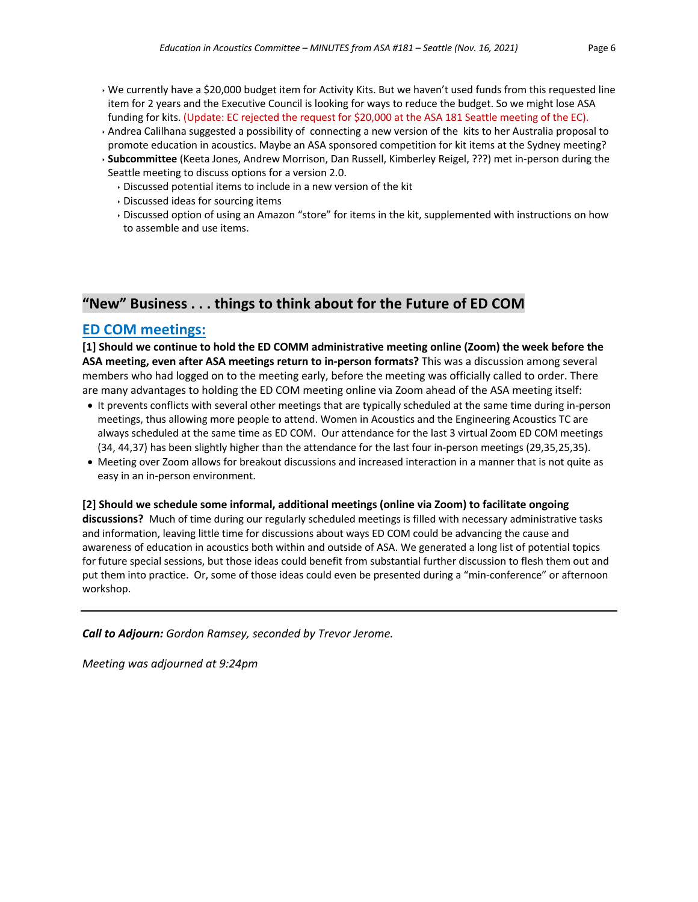- We currently have a $20,000 budget item for Activity Kits. But we haven't used funds from this requested line item for 2 years and the Executive Council is looking for ways to reduce the budget. So we might lose ASA funding for kits. (Update: EC rejected the request for $20,000 at the ASA 181 Seattle meeting of the EC).
- Andrea Calilhana suggested a possibility of connecting a new version of the kits to her Australia proposal to promote education in acoustics. Maybe an ASA sponsored competition for kit items at the Sydney meeting?
- **Subcommittee** (Keeta Jones, Andrew Morrison, Dan Russell, Kimberley Reigel, ???) met in-person during the Seattle meeting to discuss options for a version 2.0.
  - Discussed potential items to include in a new version of the kit
  - Discussed ideas for sourcing items
  - Discussed option of using an Amazon "store" for items in the kit, supplemented with instructions on how to assemble and use items.

## "New" Business . . . things to think about for the Future of ED COM

### ED COM meetings:

**[1] Should we continue to hold the ED COMM administrative meeting online (Zoom) the week before the ASA meeting, even after ASA meetings return to in-person formats?** This was a discussion among several members who had logged on to the meeting early, before the meeting was officially called to order. There are many advantages to holding the ED COM meeting online via Zoom ahead of the ASA meeting itself:

- It prevents conflicts with several other meetings that are typically scheduled at the same time during in-person meetings, thus allowing more people to attend. Women in Acoustics and the Engineering Acoustics TC are always scheduled at the same time as ED COM. Our attendance for the last 3 virtual Zoom ED COM meetings (34, 44,37) has been slightly higher than the attendance for the last four in-person meetings (29,35,25,35).
- Meeting over Zoom allows for breakout discussions and increased interaction in a manner that is not quite as easy in an in-person environment.

**[2] Should we schedule some informal, additional meetings (online via Zoom) to facilitate ongoing discussions?** Much of time during our regularly scheduled meetings is filled with necessary administrative tasks and information, leaving little time for discussions about ways ED COM could be advancing the cause and awareness of education in acoustics both within and outside of ASA. We generated a long list of potential topics for future special sessions, but those ideas could benefit from substantial further discussion to flesh them out and put them into practice. Or, some of those ideas could even be presented during a "min-conference" or afternoon workshop.

---

***Call to Adjourn:*** *Gordon Ramsey, seconded by Trevor Jerome.*

*Meeting was adjourned at 9:24pm*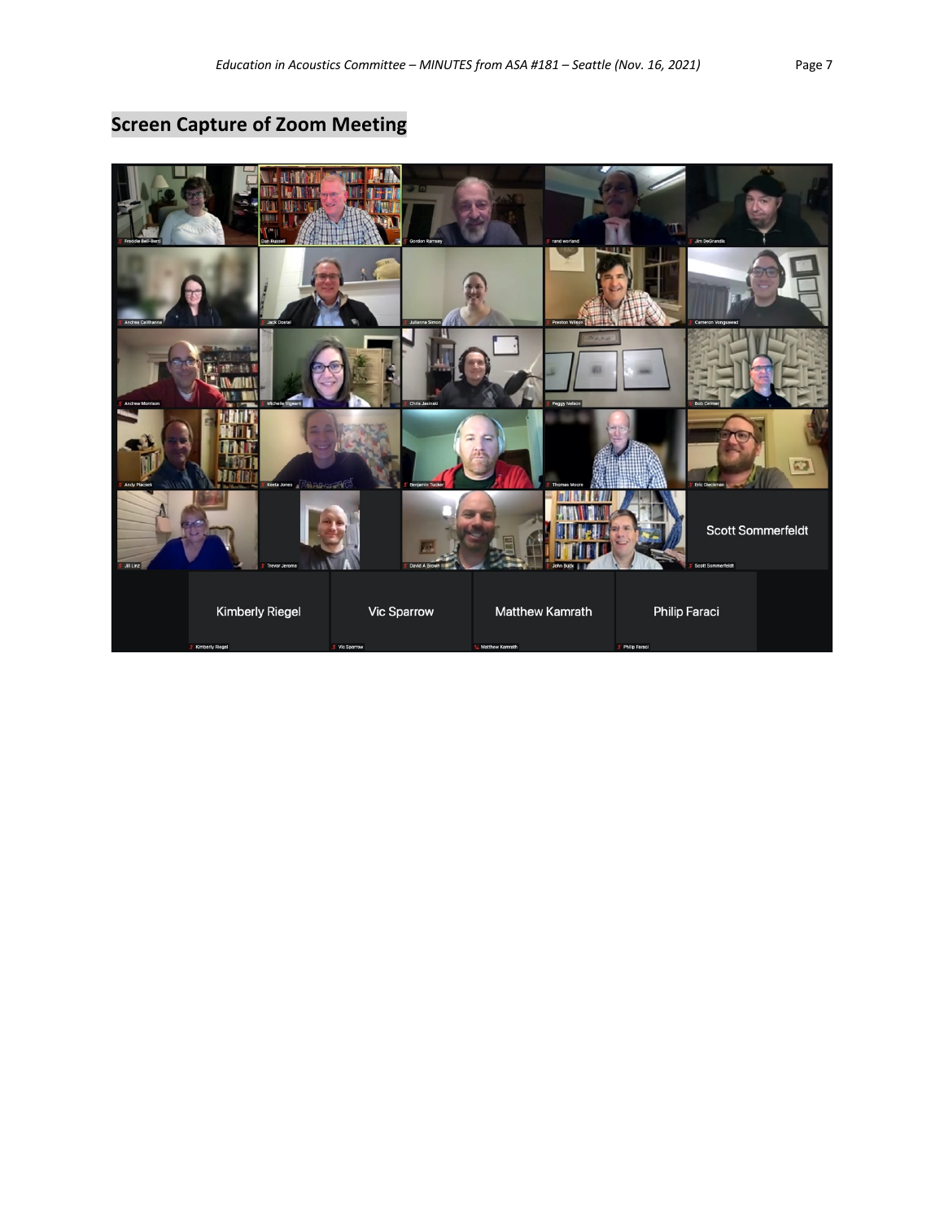## Screen Capture of Zoom Meeting